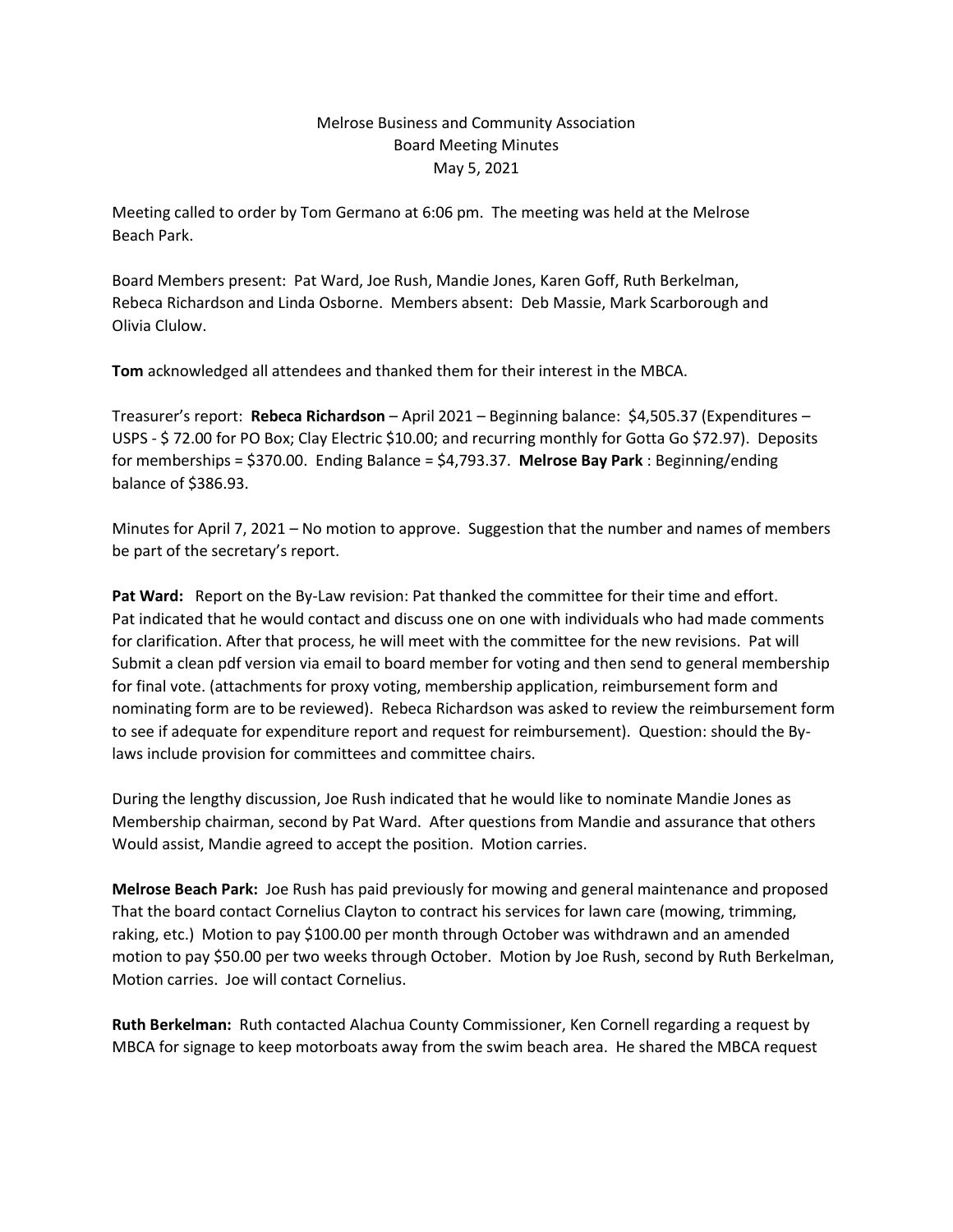Melrose Business and Community Association
Board Meeting Minutes
May 5, 2021

Meeting called to order by Tom Germano at 6:06 pm. The meeting was held at the Melrose Beach Park.

Board Members present: Pat Ward, Joe Rush, Mandie Jones, Karen Goff, Ruth Berkelman, Rebeca Richardson and Linda Osborne. Members absent: Deb Massie, Mark Scarborough and Olivia Clulow.

**Tom** acknowledged all attendees and thanked them for their interest in the MBCA.

Treasurer's report: **Rebeca Richardson** – April 2021 – Beginning balance: $4,505.37 (Expenditures – USPS - $ 72.00 for PO Box; Clay Electric $10.00; and recurring monthly for Gotta Go $72.97). Deposits for memberships = $370.00. Ending Balance = $4,793.37. **Melrose Bay Park** : Beginning/ending balance of $386.93.

Minutes for April 7, 2021 – No motion to approve. Suggestion that the number and names of members be part of the secretary's report.

**Pat Ward:** Report on the By-Law revision: Pat thanked the committee for their time and effort. Pat indicated that he would contact and discuss one on one with individuals who had made comments for clarification. After that process, he will meet with the committee for the new revisions. Pat will Submit a clean pdf version via email to board member for voting and then send to general membership for final vote. (attachments for proxy voting, membership application, reimbursement form and nominating form are to be reviewed). Rebeca Richardson was asked to review the reimbursement form to see if adequate for expenditure report and request for reimbursement). Question: should the By-laws include provision for committees and committee chairs.

During the lengthy discussion, Joe Rush indicated that he would like to nominate Mandie Jones as Membership chairman, second by Pat Ward. After questions from Mandie and assurance that others Would assist, Mandie agreed to accept the position. Motion carries.

**Melrose Beach Park:** Joe Rush has paid previously for mowing and general maintenance and proposed That the board contact Cornelius Clayton to contract his services for lawn care (mowing, trimming, raking, etc.) Motion to pay $100.00 per month through October was withdrawn and an amended motion to pay $50.00 per two weeks through October. Motion by Joe Rush, second by Ruth Berkelman, Motion carries. Joe will contact Cornelius.

**Ruth Berkelman:** Ruth contacted Alachua County Commissioner, Ken Cornell regarding a request by MBCA for signage to keep motorboats away from the swim beach area. He shared the MBCA request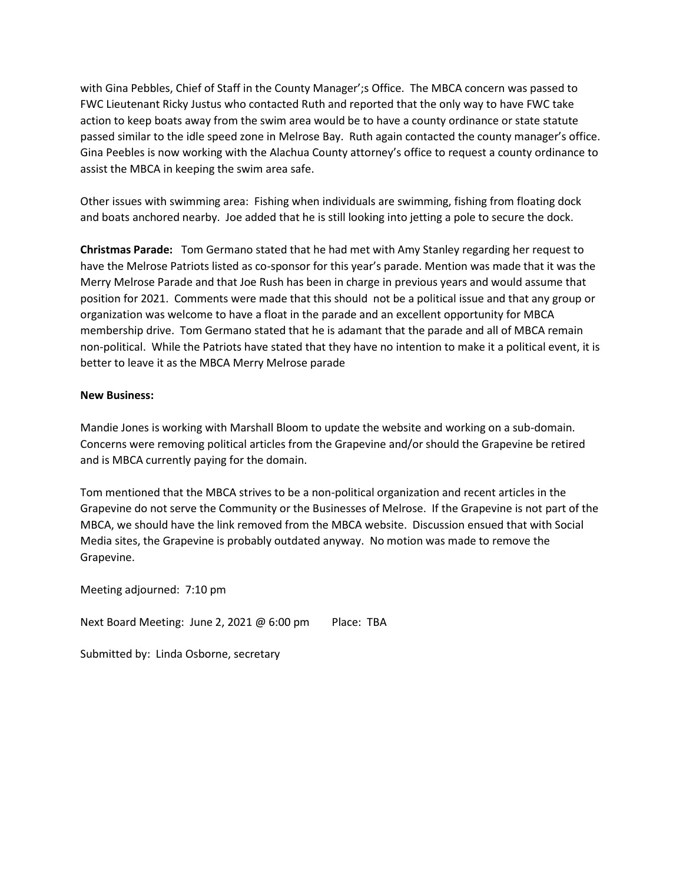with Gina Pebbles, Chief of Staff in the County Manager';s Office. The MBCA concern was passed to FWC Lieutenant Ricky Justus who contacted Ruth and reported that the only way to have FWC take action to keep boats away from the swim area would be to have a county ordinance or state statute passed similar to the idle speed zone in Melrose Bay. Ruth again contacted the county manager's office. Gina Peebles is now working with the Alachua County attorney's office to request a county ordinance to assist the MBCA in keeping the swim area safe.

Other issues with swimming area: Fishing when individuals are swimming, fishing from floating dock and boats anchored nearby. Joe added that he is still looking into jetting a pole to secure the dock.

**Christmas Parade:** Tom Germano stated that he had met with Amy Stanley regarding her request to have the Melrose Patriots listed as co-sponsor for this year's parade. Mention was made that it was the Merry Melrose Parade and that Joe Rush has been in charge in previous years and would assume that position for 2021. Comments were made that this should not be a political issue and that any group or organization was welcome to have a float in the parade and an excellent opportunity for MBCA membership drive. Tom Germano stated that he is adamant that the parade and all of MBCA remain non-political. While the Patriots have stated that they have no intention to make it a political event, it is better to leave it as the MBCA Merry Melrose parade

**New Business:**

Mandie Jones is working with Marshall Bloom to update the website and working on a sub-domain. Concerns were removing political articles from the Grapevine and/or should the Grapevine be retired and is MBCA currently paying for the domain.

Tom mentioned that the MBCA strives to be a non-political organization and recent articles in the Grapevine do not serve the Community or the Businesses of Melrose. If the Grapevine is not part of the MBCA, we should have the link removed from the MBCA website. Discussion ensued that with Social Media sites, the Grapevine is probably outdated anyway. No motion was made to remove the Grapevine.

Meeting adjourned: 7:10 pm

Next Board Meeting: June 2, 2021 @ 6:00 pm Place: TBA

Submitted by: Linda Osborne, secretary